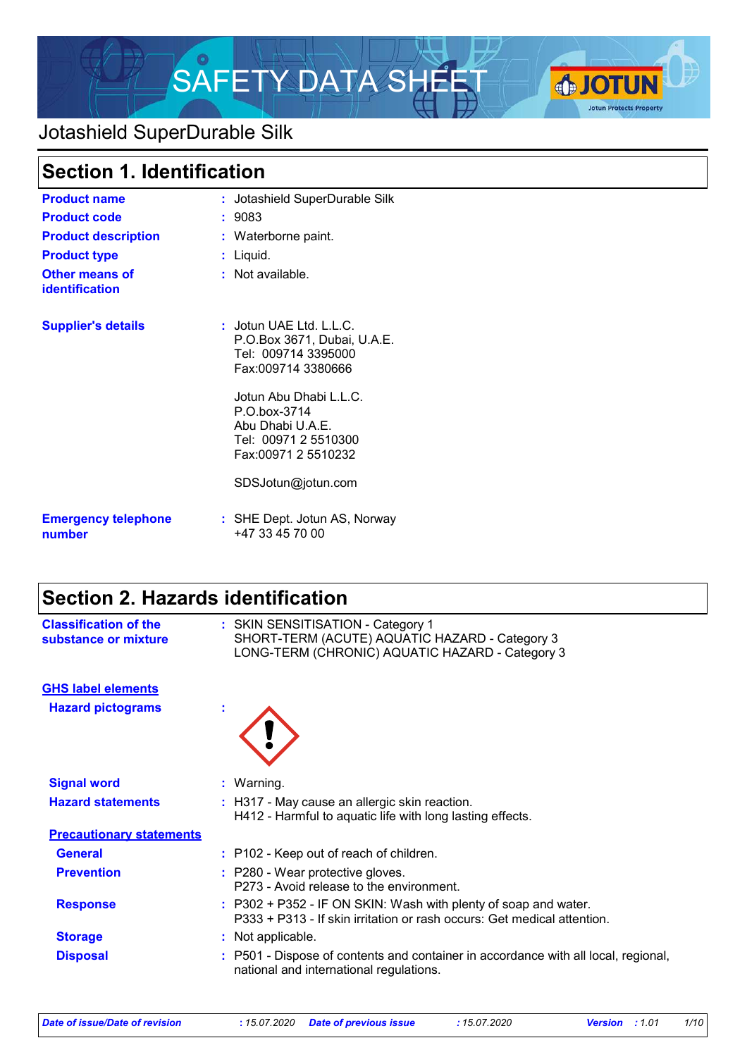# SAFETY DATA SHEET

## Jotashield SuperDurable Silk

## Section 1. Identification

| | | |
|---|---|---|
| **Product name** | : | Jotashield SuperDurable Silk |
| **Product code** | : | 9083 |
| **Product description** | : | Waterborne paint. |
| **Product type** | : | Liquid. |
| **Other means of identification** | : | Not available. |
| **Supplier's details** | : | Jotun UAE Ltd. L.L.C.<br>P.O.Box 3671, Dubai, U.A.E.<br>Tel: 009714 3395000<br>Fax:009714 3380666<br><br>Jotun Abu Dhabi L.L.C.<br>P.O.box-3714<br>Abu Dhabi U.A.E.<br>Tel: 00971 2 5510300<br>Fax:00971 2 5510232<br><br>SDSJotun@jotun.com |
| **Emergency telephone number** | : | SHE Dept. Jotun AS, Norway<br>+47 33 45 70 00 |

## Section 2. Hazards identification

**Classification of the substance or mixture** : SKIN SENSITISATION - Category 1
SHORT-TERM (ACUTE) AQUATIC HAZARD - Category 3
LONG-TERM (CHRONIC) AQUATIC HAZARD - Category 3

**GHS label elements**

**Hazard pictograms** :

**Signal word** : Warning.

**Hazard statements** : H317 - May cause an allergic skin reaction.
H412 - Harmful to aquatic life with long lasting effects.

**Precautionary statements**

**General** : P102 - Keep out of reach of children.

**Prevention** : P280 - Wear protective gloves.
P273 - Avoid release to the environment.

**Response** : P302 + P352 - IF ON SKIN: Wash with plenty of soap and water.
P333 + P313 - If skin irritation or rash occurs: Get medical attention.

**Storage** : Not applicable.

**Disposal** : P501 - Dispose of contents and container in accordance with all local, regional, national and international regulations.

*Date of issue/Date of revision* : 15.07.2020 *Date of previous issue* : 15.07.2020 *Version* : 1.01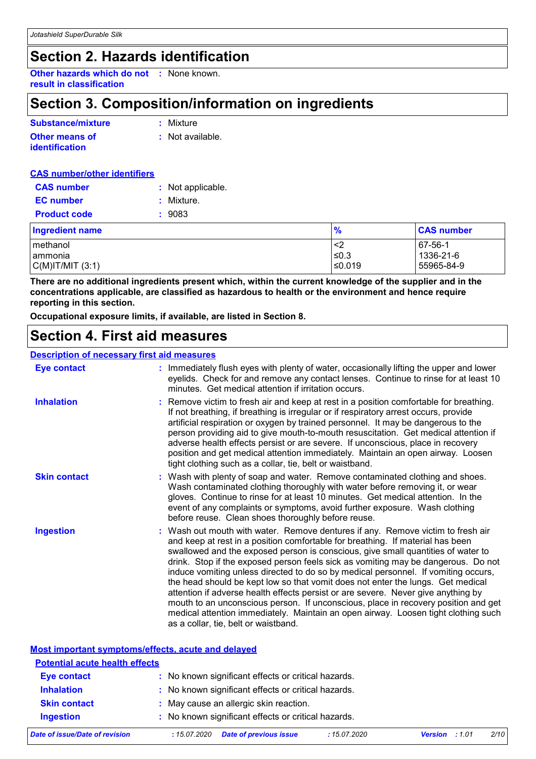## Section 2. Hazards identification

**Other hazards which do not result in classification** : None known.

## Section 3. Composition/information on ingredients

**Substance/mixture** : Mixture

**Other means of identification** : Not available.

**CAS number/other identifiers**

**CAS number** : Not applicable.

**EC number** : Mixture.

**Product code** : 9083

| Ingredient name | % | CAS number |
|---|---|---|
| methanol | <2 | 67-56-1 |
| ammonia | ≤0.3 | 1336-21-6 |
| C(M)IT/MIT (3:1) | ≤0.019 | 55965-84-9 |

**There are no additional ingredients present which, within the current knowledge of the supplier and in the concentrations applicable, are classified as hazardous to health or the environment and hence require reporting in this section.**

**Occupational exposure limits, if available, are listed in Section 8.**

## Section 4. First aid measures

**Description of necessary first aid measures**

**Eye contact** : Immediately flush eyes with plenty of water, occasionally lifting the upper and lower eyelids. Check for and remove any contact lenses. Continue to rinse for at least 10 minutes. Get medical attention if irritation occurs.

**Inhalation** : Remove victim to fresh air and keep at rest in a position comfortable for breathing. If not breathing, if breathing is irregular or if respiratory arrest occurs, provide artificial respiration or oxygen by trained personnel. It may be dangerous to the person providing aid to give mouth-to-mouth resuscitation. Get medical attention if adverse health effects persist or are severe. If unconscious, place in recovery position and get medical attention immediately. Maintain an open airway. Loosen tight clothing such as a collar, tie, belt or waistband.

**Skin contact** : Wash with plenty of soap and water. Remove contaminated clothing and shoes. Wash contaminated clothing thoroughly with water before removing it, or wear gloves. Continue to rinse for at least 10 minutes. Get medical attention. In the event of any complaints or symptoms, avoid further exposure. Wash clothing before reuse. Clean shoes thoroughly before reuse.

**Ingestion** : Wash out mouth with water. Remove dentures if any. Remove victim to fresh air and keep at rest in a position comfortable for breathing. If material has been swallowed and the exposed person is conscious, give small quantities of water to drink. Stop if the exposed person feels sick as vomiting may be dangerous. Do not induce vomiting unless directed to do so by medical personnel. If vomiting occurs, the head should be kept low so that vomit does not enter the lungs. Get medical attention if adverse health effects persist or are severe. Never give anything by mouth to an unconscious person. If unconscious, place in recovery position and get medical attention immediately. Maintain an open airway. Loosen tight clothing such as a collar, tie, belt or waistband.

**Most important symptoms/effects, acute and delayed**

**Potential acute health effects**

**Eye contact** : No known significant effects or critical hazards.

**Inhalation** : No known significant effects or critical hazards.

**Skin contact** : May cause an allergic skin reaction.

**Ingestion** : No known significant effects or critical hazards.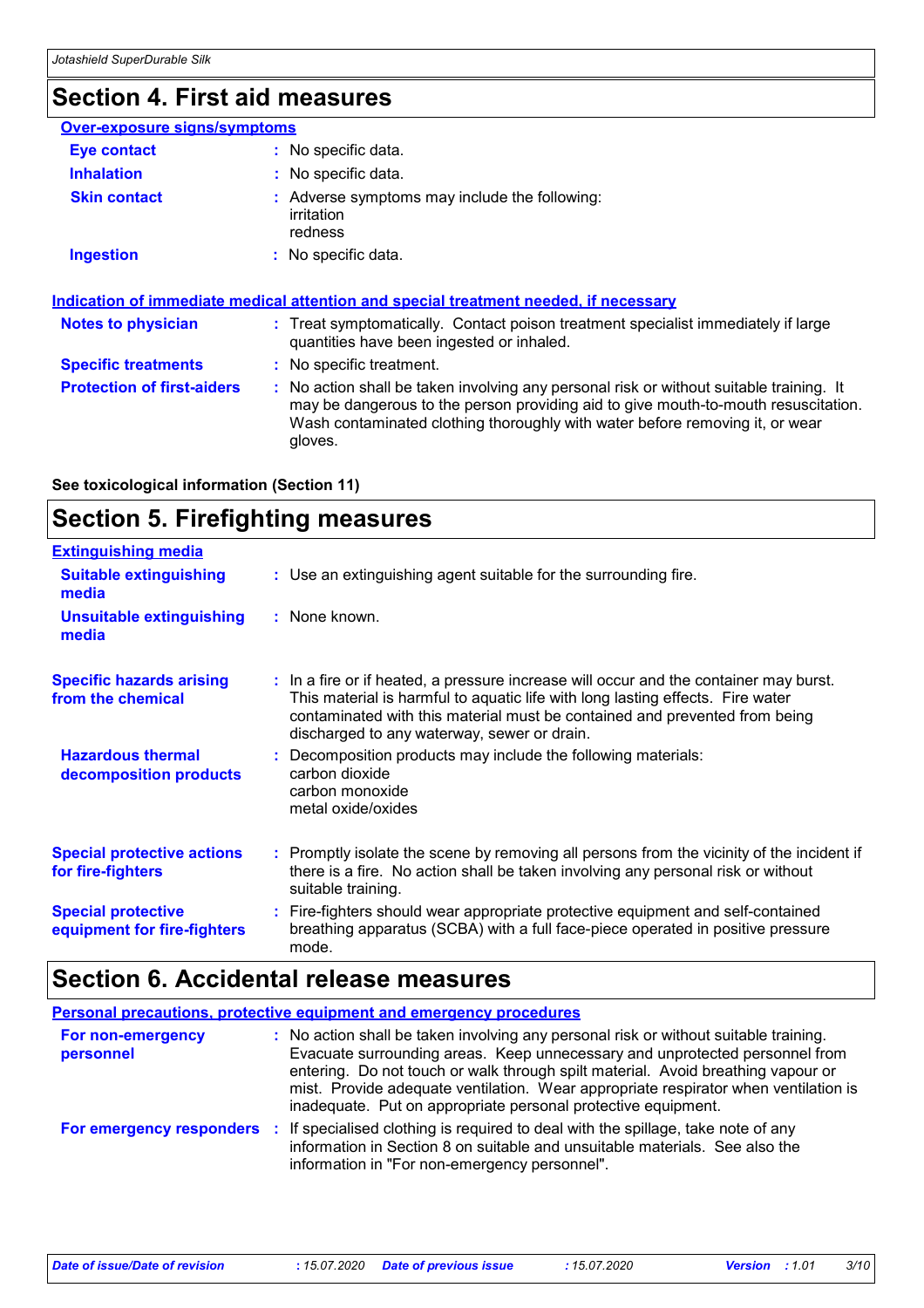# Section 4. First aid measures

### Over-exposure signs/symptoms

**Eye contact** : No specific data.

**Inhalation** : No specific data.

**Skin contact** : Adverse symptoms may include the following:
irritation
redness

**Ingestion** : No specific data.

### Indication of immediate medical attention and special treatment needed, if necessary

**Notes to physician** : Treat symptomatically. Contact poison treatment specialist immediately if large quantities have been ingested or inhaled.

**Specific treatments** : No specific treatment.

**Protection of first-aiders** : No action shall be taken involving any personal risk or without suitable training. It may be dangerous to the person providing aid to give mouth-to-mouth resuscitation. Wash contaminated clothing thoroughly with water before removing it, or wear gloves.

**See toxicological information (Section 11)**

# Section 5. Firefighting measures

### Extinguishing media

**Suitable extinguishing media** : Use an extinguishing agent suitable for the surrounding fire.

**Unsuitable extinguishing media** : None known.

**Specific hazards arising from the chemical** : In a fire or if heated, a pressure increase will occur and the container may burst. This material is harmful to aquatic life with long lasting effects. Fire water contaminated with this material must be contained and prevented from being discharged to any waterway, sewer or drain.

**Hazardous thermal decomposition products** : Decomposition products may include the following materials:
carbon dioxide
carbon monoxide
metal oxide/oxides

**Special protective actions for fire-fighters** : Promptly isolate the scene by removing all persons from the vicinity of the incident if there is a fire. No action shall be taken involving any personal risk or without suitable training.

**Special protective equipment for fire-fighters** : Fire-fighters should wear appropriate protective equipment and self-contained breathing apparatus (SCBA) with a full face-piece operated in positive pressure mode.

# Section 6. Accidental release measures

### Personal precautions, protective equipment and emergency procedures

**For non-emergency personnel** : No action shall be taken involving any personal risk or without suitable training. Evacuate surrounding areas. Keep unnecessary and unprotected personnel from entering. Do not touch or walk through spilt material. Avoid breathing vapour or mist. Provide adequate ventilation. Wear appropriate respirator when ventilation is inadequate. Put on appropriate personal protective equipment.

**For emergency responders** : If specialised clothing is required to deal with the spillage, take note of any information in Section 8 on suitable and unsuitable materials. See also the information in "For non-emergency personnel".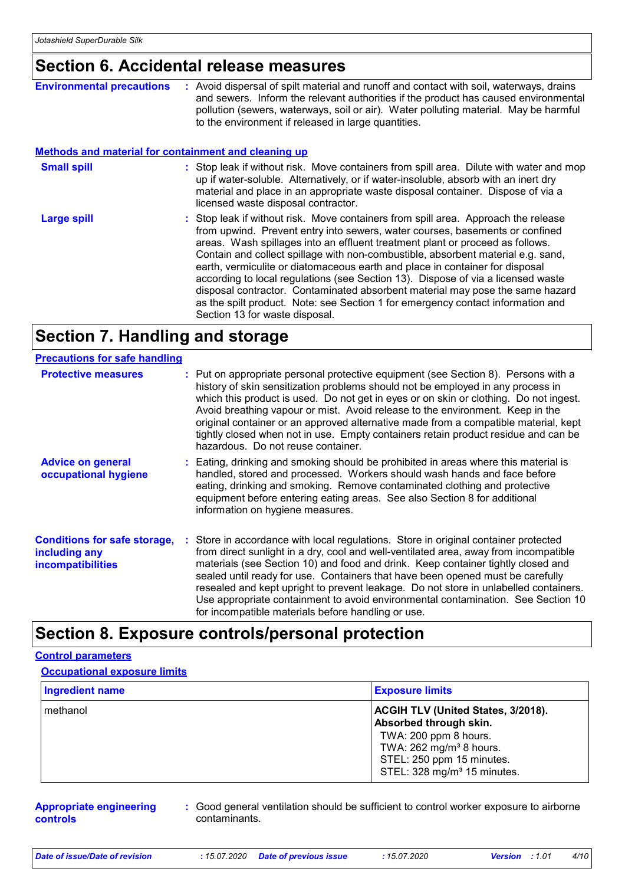## Section 6. Accidental release measures

**Environmental precautions** : Avoid dispersal of spilt material and runoff and contact with soil, waterways, drains and sewers. Inform the relevant authorities if the product has caused environmental pollution (sewers, waterways, soil or air). Water polluting material. May be harmful to the environment if released in large quantities.

### Methods and material for containment and cleaning up

**Small spill** : Stop leak if without risk. Move containers from spill area. Dilute with water and mop up if water-soluble. Alternatively, or if water-insoluble, absorb with an inert dry material and place in an appropriate waste disposal container. Dispose of via a licensed waste disposal contractor.

**Large spill** : Stop leak if without risk. Move containers from spill area. Approach the release from upwind. Prevent entry into sewers, water courses, basements or confined areas. Wash spillages into an effluent treatment plant or proceed as follows. Contain and collect spillage with non-combustible, absorbent material e.g. sand, earth, vermiculite or diatomaceous earth and place in container for disposal according to local regulations (see Section 13). Dispose of via a licensed waste disposal contractor. Contaminated absorbent material may pose the same hazard as the spilt product. Note: see Section 1 for emergency contact information and Section 13 for waste disposal.

## Section 7. Handling and storage

### Precautions for safe handling

**Protective measures** : Put on appropriate personal protective equipment (see Section 8). Persons with a history of skin sensitization problems should not be employed in any process in which this product is used. Do not get in eyes or on skin or clothing. Do not ingest. Avoid breathing vapour or mist. Avoid release to the environment. Keep in the original container or an approved alternative made from a compatible material, kept tightly closed when not in use. Empty containers retain product residue and can be hazardous. Do not reuse container.

**Advice on general occupational hygiene** : Eating, drinking and smoking should be prohibited in areas where this material is handled, stored and processed. Workers should wash hands and face before eating, drinking and smoking. Remove contaminated clothing and protective equipment before entering eating areas. See also Section 8 for additional information on hygiene measures.

**Conditions for safe storage, including any incompatibilities** : Store in accordance with local regulations. Store in original container protected from direct sunlight in a dry, cool and well-ventilated area, away from incompatible materials (see Section 10) and food and drink. Keep container tightly closed and sealed until ready for use. Containers that have been opened must be carefully resealed and kept upright to prevent leakage. Do not store in unlabelled containers. Use appropriate containment to avoid environmental contamination. See Section 10 for incompatible materials before handling or use.

## Section 8. Exposure controls/personal protection

### Control parameters

#### Occupational exposure limits

| Ingredient name | Exposure limits |
|---|---|
| methanol | **ACGIH TLV (United States, 3/2018). Absorbed through skin.**<br>TWA: 200 ppm 8 hours.<br>TWA: 262 mg/m³ 8 hours.<br>STEL: 250 ppm 15 minutes.<br>STEL: 328 mg/m³ 15 minutes. |

**Appropriate engineering controls** : Good general ventilation should be sufficient to control worker exposure to airborne contaminants.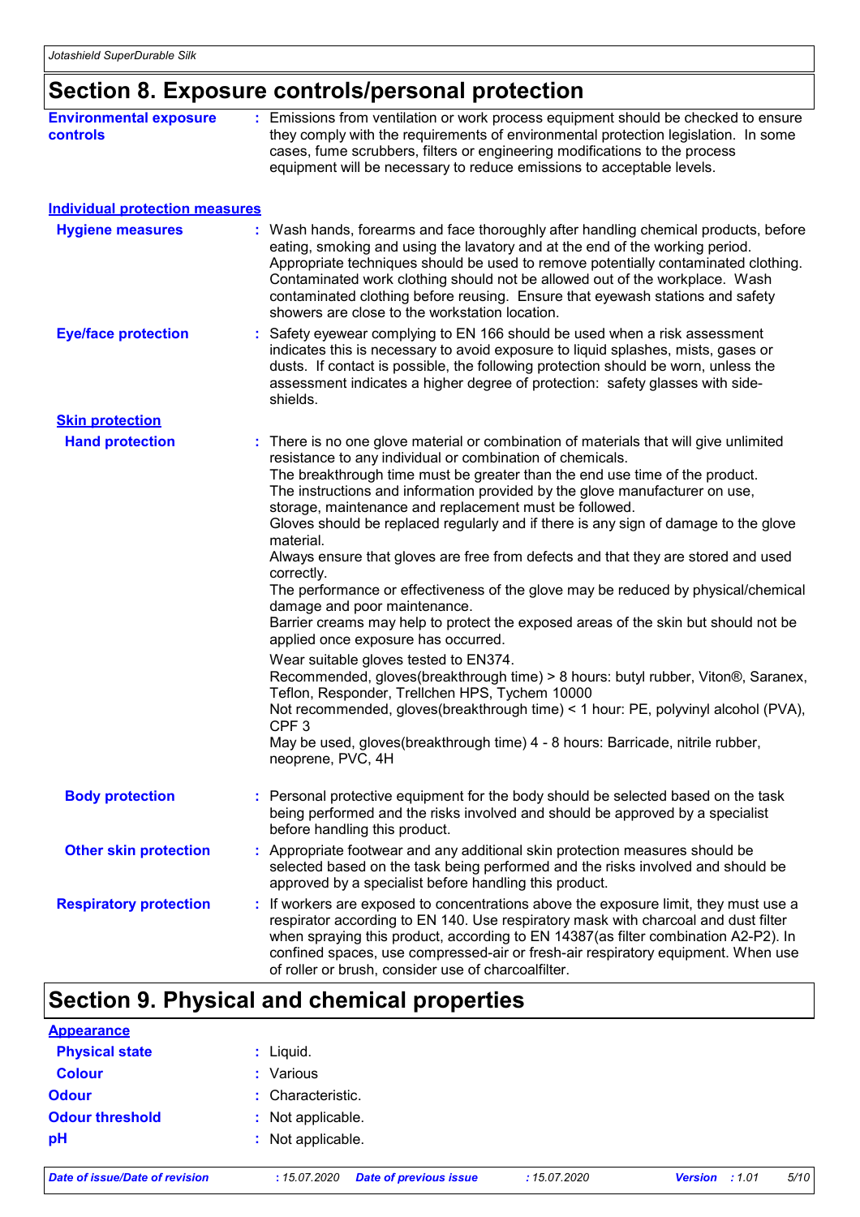## Section 8. Exposure controls/personal protection

**Environmental exposure controls** : Emissions from ventilation or work process equipment should be checked to ensure they comply with the requirements of environmental protection legislation. In some cases, fume scrubbers, filters or engineering modifications to the process equipment will be necessary to reduce emissions to acceptable levels.

### Individual protection measures

**Hygiene measures** : Wash hands, forearms and face thoroughly after handling chemical products, before eating, smoking and using the lavatory and at the end of the working period. Appropriate techniques should be used to remove potentially contaminated clothing. Contaminated work clothing should not be allowed out of the workplace. Wash contaminated clothing before reusing. Ensure that eyewash stations and safety showers are close to the workstation location.

**Eye/face protection** : Safety eyewear complying to EN 166 should be used when a risk assessment indicates this is necessary to avoid exposure to liquid splashes, mists, gases or dusts. If contact is possible, the following protection should be worn, unless the assessment indicates a higher degree of protection: safety glasses with side-shields.

**Skin protection**

**Hand protection** : There is no one glove material or combination of materials that will give unlimited resistance to any individual or combination of chemicals.
The breakthrough time must be greater than the end use time of the product.
The instructions and information provided by the glove manufacturer on use, storage, maintenance and replacement must be followed.
Gloves should be replaced regularly and if there is any sign of damage to the glove material.
Always ensure that gloves are free from defects and that they are stored and used correctly.
The performance or effectiveness of the glove may be reduced by physical/chemical damage and poor maintenance.
Barrier creams may help to protect the exposed areas of the skin but should not be applied once exposure has occurred.

Wear suitable gloves tested to EN374.
Recommended, gloves(breakthrough time) > 8 hours: butyl rubber, Viton®, Saranex, Teflon, Responder, Trellchen HPS, Tychem 10000
Not recommended, gloves(breakthrough time) < 1 hour: PE, polyvinyl alcohol (PVA), CPF 3
May be used, gloves(breakthrough time) 4 - 8 hours: Barricade, nitrile rubber, neoprene, PVC, 4H

**Body protection** : Personal protective equipment for the body should be selected based on the task being performed and the risks involved and should be approved by a specialist before handling this product.

**Other skin protection** : Appropriate footwear and any additional skin protection measures should be selected based on the task being performed and the risks involved and should be approved by a specialist before handling this product.

**Respiratory protection** : If workers are exposed to concentrations above the exposure limit, they must use a respirator according to EN 140. Use respiratory mask with charcoal and dust filter when spraying this product, according to EN 14387(as filter combination A2-P2). In confined spaces, use compressed-air or fresh-air respiratory equipment. When use of roller or brush, consider use of charcoalfilter.

## Section 9. Physical and chemical properties

### Appearance

**Physical state** : Liquid.

**Colour** : Various

**Odour** : Characteristic.

**Odour threshold** : Not applicable.

**pH** : Not applicable.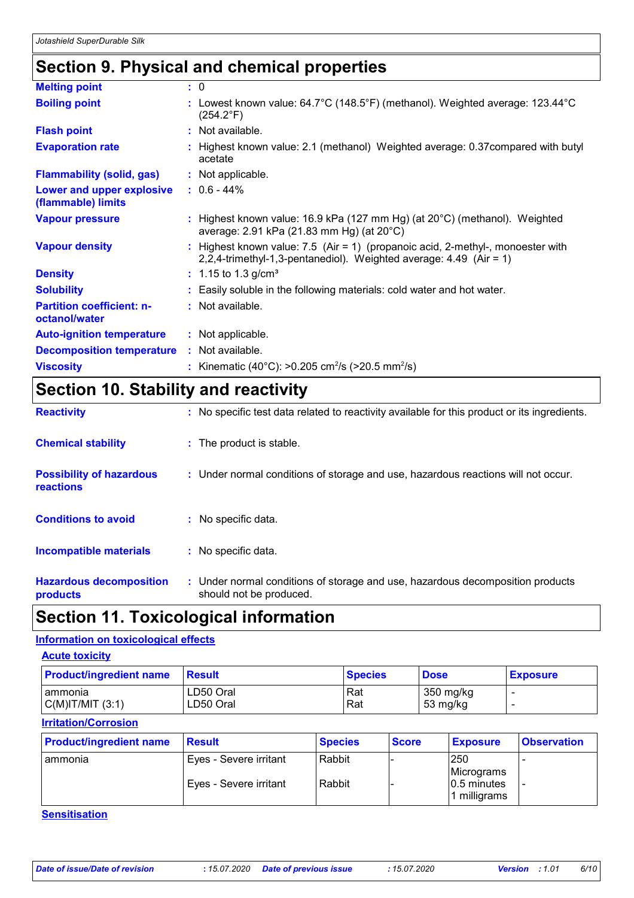## Section 9. Physical and chemical properties

| | | |
|---|---|---|
| **Melting point** | : | 0 |
| **Boiling point** | : | Lowest known value: 64.7°C (148.5°F) (methanol). Weighted average: 123.44°C (254.2°F) |
| **Flash point** | : | Not available. |
| **Evaporation rate** | : | Highest known value: 2.1 (methanol) Weighted average: 0.37compared with butyl acetate |
| **Flammability (solid, gas)** | : | Not applicable. |
| **Lower and upper explosive (flammable) limits** | : | 0.6 - 44% |
| **Vapour pressure** | : | Highest known value: 16.9 kPa (127 mm Hg) (at 20°C) (methanol). Weighted average: 2.91 kPa (21.83 mm Hg) (at 20°C) |
| **Vapour density** | : | Highest known value: 7.5 (Air = 1) (propanoic acid, 2-methyl-, monoester with 2,2,4-trimethyl-1,3-pentanediol). Weighted average: 4.49 (Air = 1) |
| **Density** | : | 1.15 to 1.3 g/cm³ |
| **Solubility** | : | Easily soluble in the following materials: cold water and hot water. |
| **Partition coefficient: n-octanol/water** | : | Not available. |
| **Auto-ignition temperature** | : | Not applicable. |
| **Decomposition temperature** | : | Not available. |
| **Viscosity** | : | Kinematic (40°C): >0.205 $cm^2$/s (>20.5 $mm^2$/s) |

## Section 10. Stability and reactivity

| | | |
|---|---|---|
| **Reactivity** | : | No specific test data related to reactivity available for this product or its ingredients. |
| **Chemical stability** | : | The product is stable. |
| **Possibility of hazardous reactions** | : | Under normal conditions of storage and use, hazardous reactions will not occur. |
| **Conditions to avoid** | : | No specific data. |
| **Incompatible materials** | : | No specific data. |
| **Hazardous decomposition products** | : | Under normal conditions of storage and use, hazardous decomposition products should not be produced. |

## Section 11. Toxicological information

### Information on toxicological effects

#### Acute toxicity

| Product/ingredient name | Result | Species | Dose | Exposure |
|---|---|---|---|---|
| ammonia | LD50 Oral | Rat | 350 mg/kg | - |
| C(M)IT/MIT (3:1) | LD50 Oral | Rat | 53 mg/kg | - |

#### Irritation/Corrosion

| Product/ingredient name | Result | Species | Score | Exposure | Observation |
|---|---|---|---|---|---|
| ammonia | Eyes - Severe irritant | Rabbit | - | 250 Micrograms | - |
| | Eyes - Severe irritant | Rabbit | - | 0.5 minutes 1 milligrams | - |

#### Sensitisation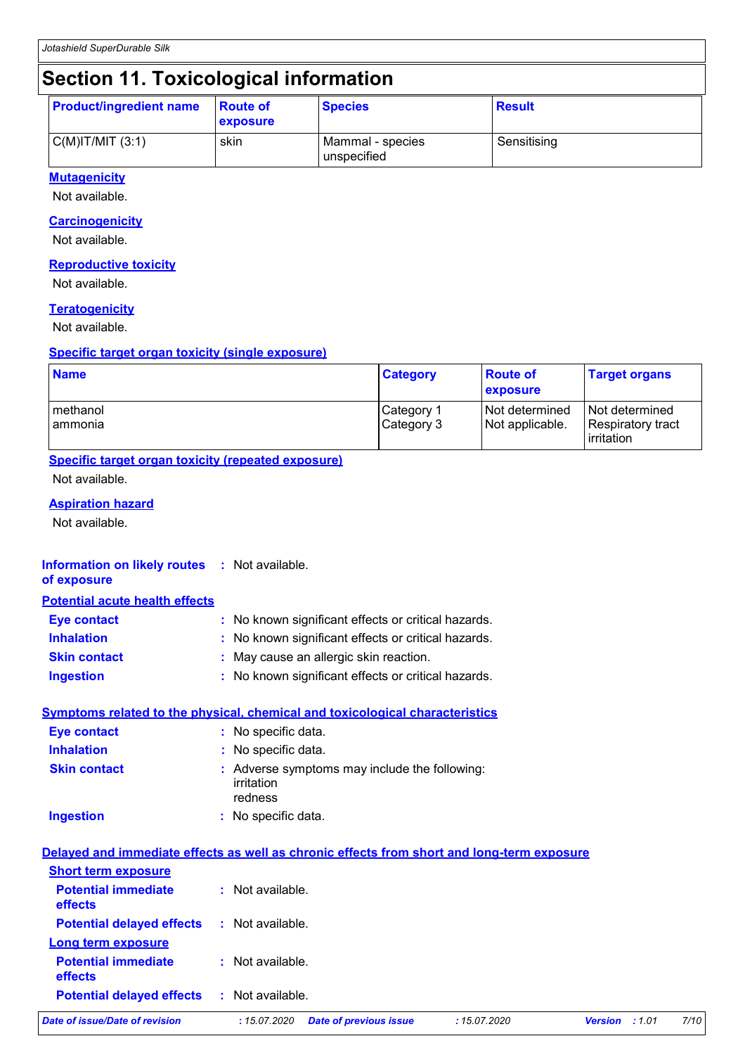## Section 11. Toxicological information

| Product/ingredient name | Route of exposure | Species | Result |
|---|---|---|---|
| C(M)IT/MIT (3:1) | skin | Mammal - species unspecified | Sensitising |

**Mutagenicity**

Not available.

**Carcinogenicity**

Not available.

**Reproductive toxicity**

Not available.

**Teratogenicity**

Not available.

**Specific target organ toxicity (single exposure)**

| Name | Category | Route of exposure | Target organs |
|---|---|---|---|
| methanol | Category 1 | Not determined | Not determined |
| ammonia | Category 3 | Not applicable. | Respiratory tract irritation |

**Specific target organ toxicity (repeated exposure)**

Not available.

**Aspiration hazard**

Not available.

**Information on likely routes of exposure** : Not available.

**Potential acute health effects**

- **Eye contact** : No known significant effects or critical hazards.
- **Inhalation** : No known significant effects or critical hazards.
- **Skin contact** : May cause an allergic skin reaction.
- **Ingestion** : No known significant effects or critical hazards.

**Symptoms related to the physical, chemical and toxicological characteristics**

- **Eye contact** : No specific data.
- **Inhalation** : No specific data.
- **Skin contact** : Adverse symptoms may include the following:
  irritation
  redness
- **Ingestion** : No specific data.

**Delayed and immediate effects as well as chronic effects from short and long-term exposure**

**Short term exposure**

- **Potential immediate effects** : Not available.
- **Potential delayed effects** : Not available.

**Long term exposure**

- **Potential immediate effects** : Not available.
- **Potential delayed effects** : Not available.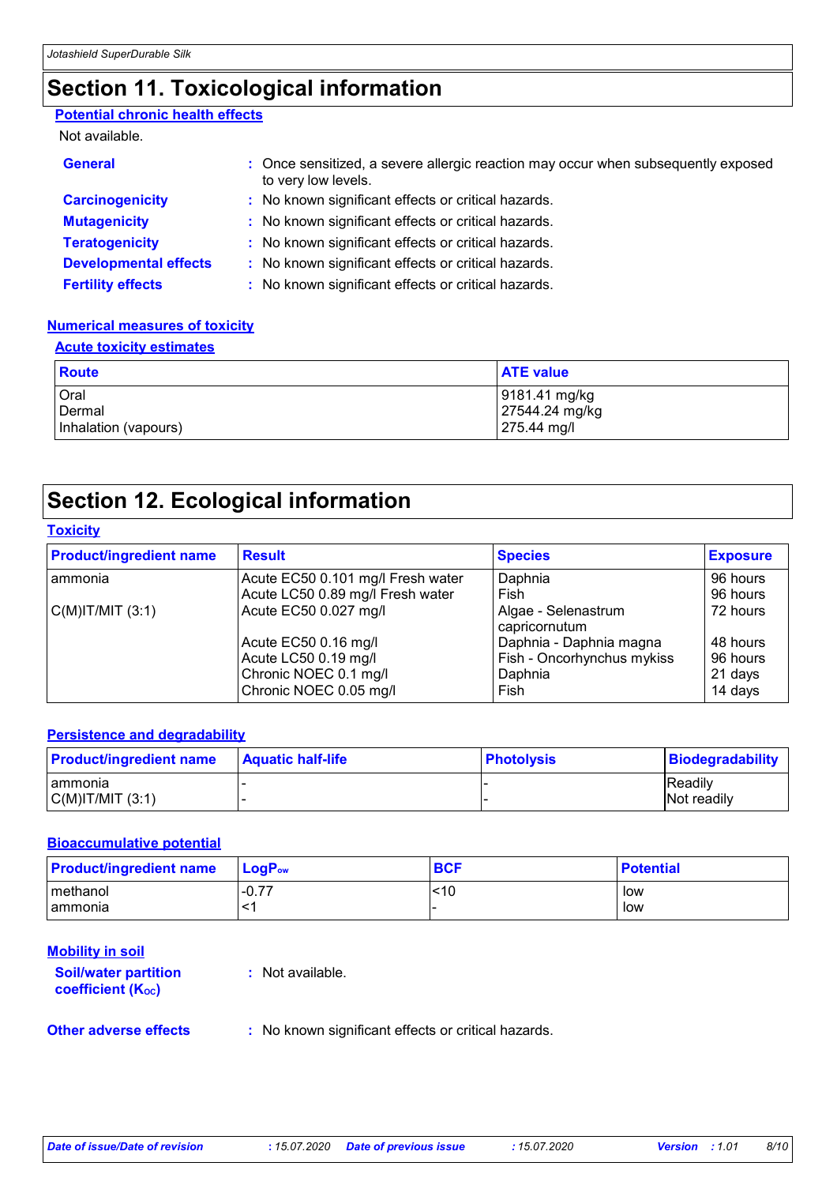## Section 11. Toxicological information

### Potential chronic health effects

Not available.

**General** : Once sensitized, a severe allergic reaction may occur when subsequently exposed to very low levels.

**Carcinogenicity** : No known significant effects or critical hazards.

**Mutagenicity** : No known significant effects or critical hazards.

**Teratogenicity** : No known significant effects or critical hazards.

**Developmental effects** : No known significant effects or critical hazards.

**Fertility effects** : No known significant effects or critical hazards.

### Numerical measures of toxicity

#### Acute toxicity estimates

| Route | ATE value |
|---|---|
| Oral | 9181.41 mg/kg |
| Dermal | 27544.24 mg/kg |
| Inhalation (vapours) | 275.44 mg/l |

## Section 12. Ecological information

### Toxicity

| Product/ingredient name | Result | Species | Exposure |
|---|---|---|---|
| ammonia | Acute EC50 0.101 mg/l Fresh water | Daphnia | 96 hours |
| | Acute LC50 0.89 mg/l Fresh water | Fish | 96 hours |
| C(M)IT/MIT (3:1) | Acute EC50 0.027 mg/l | Algae - Selenastrum capricornutum | 72 hours |
| | Acute EC50 0.16 mg/l | Daphnia - Daphnia magna | 48 hours |
| | Acute LC50 0.19 mg/l | Fish - Oncorhynchus mykiss | 96 hours |
| | Chronic NOEC 0.1 mg/l | Daphnia | 21 days |
| | Chronic NOEC 0.05 mg/l | Fish | 14 days |

### Persistence and degradability

| Product/ingredient name | Aquatic half-life | Photolysis | Biodegradability |
|---|---|---|---|
| ammonia | - | - | Readily |
| C(M)IT/MIT (3:1) | - | - | Not readily |

### Bioaccumulative potential

| Product/ingredient name | $LogP_{ow}$ | BCF | Potential |
|---|---|---|---|
| methanol | -0.77 | <10 | low |
| ammonia | <1 | - | low |

### Mobility in soil

**Soil/water partition coefficient ($K_{OC}$)** : Not available.

**Other adverse effects** : No known significant effects or critical hazards.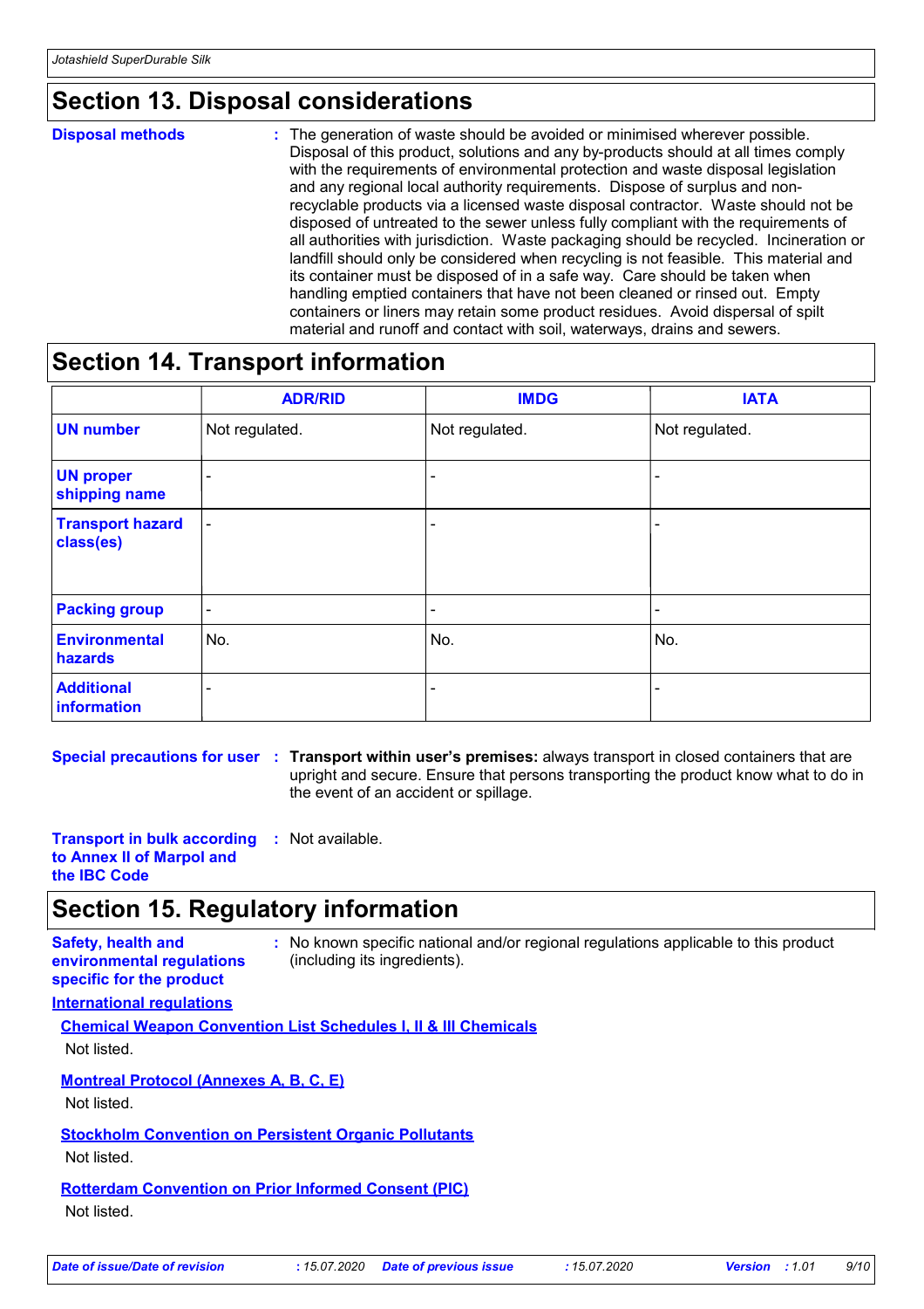## Section 13. Disposal considerations

**Disposal methods** : The generation of waste should be avoided or minimised wherever possible. Disposal of this product, solutions and any by-products should at all times comply with the requirements of environmental protection and waste disposal legislation and any regional local authority requirements. Dispose of surplus and non-recyclable products via a licensed waste disposal contractor. Waste should not be disposed of untreated to the sewer unless fully compliant with the requirements of all authorities with jurisdiction. Waste packaging should be recycled. Incineration or landfill should only be considered when recycling is not feasible. This material and its container must be disposed of in a safe way. Care should be taken when handling emptied containers that have not been cleaned or rinsed out. Empty containers or liners may retain some product residues. Avoid dispersal of spilt material and runoff and contact with soil, waterways, drains and sewers.

## Section 14. Transport information

| | ADR/RID | IMDG | IATA |
|---|---|---|---|
| **UN number** | Not regulated. | Not regulated. | Not regulated. |
| **UN proper shipping name** | - | - | - |
| **Transport hazard class(es)** | - | - | - |
| **Packing group** | - | - | - |
| **Environmental hazards** | No. | No. | No. |
| **Additional information** | - | - | - |

**Special precautions for user** : **Transport within user's premises:** always transport in closed containers that are upright and secure. Ensure that persons transporting the product know what to do in the event of an accident or spillage.

**Transport in bulk according to Annex II of Marpol and the IBC Code** : Not available.

## Section 15. Regulatory information

**Safety, health and environmental regulations specific for the product** : No known specific national and/or regional regulations applicable to this product (including its ingredients).

**International regulations**

**Chemical Weapon Convention List Schedules I, II & III Chemicals**

Not listed.

**Montreal Protocol (Annexes A, B, C, E)**

Not listed.

**Stockholm Convention on Persistent Organic Pollutants**

Not listed.

**Rotterdam Convention on Prior Informed Consent (PIC)**

Not listed.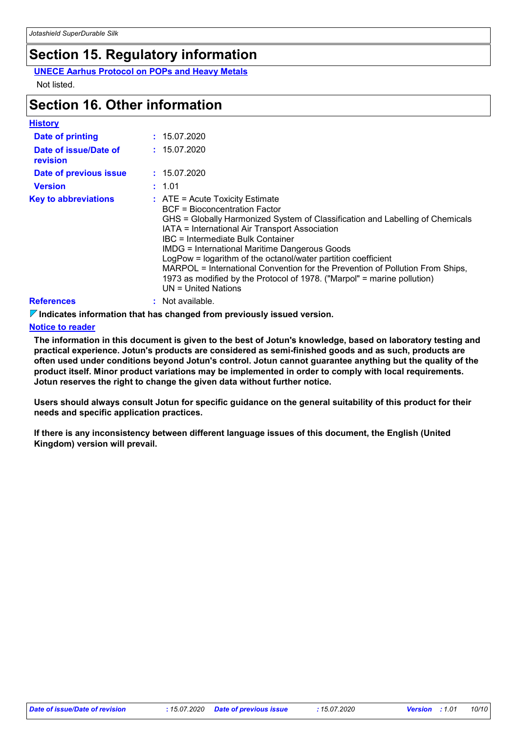## Section 15. Regulatory information

**UNECE Aarhus Protocol on POPs and Heavy Metals**

Not listed.

## Section 16. Other information

**History**

| | | |
|---|---|---|
| **Date of printing** | : | 15.07.2020 |
| **Date of issue/Date of revision** | : | 15.07.2020 |
| **Date of previous issue** | : | 15.07.2020 |
| **Version** | : | 1.01 |

**Key to abbreviations** :
ATE = Acute Toxicity Estimate
BCF = Bioconcentration Factor
GHS = Globally Harmonized System of Classification and Labelling of Chemicals
IATA = International Air Transport Association
IBC = Intermediate Bulk Container
IMDG = International Maritime Dangerous Goods
LogPow = logarithm of the octanol/water partition coefficient
MARPOL = International Convention for the Prevention of Pollution From Ships, 1973 as modified by the Protocol of 1978. ("Marpol" = marine pollution)
UN = United Nations

**References** : Not available.

**Indicates information that has changed from previously issued version.**

**Notice to reader**

**The information in this document is given to the best of Jotun's knowledge, based on laboratory testing and practical experience. Jotun's products are considered as semi-finished goods and as such, products are often used under conditions beyond Jotun's control. Jotun cannot guarantee anything but the quality of the product itself. Minor product variations may be implemented in order to comply with local requirements. Jotun reserves the right to change the given data without further notice.**

**Users should always consult Jotun for specific guidance on the general suitability of this product for their needs and specific application practices.**

**If there is any inconsistency between different language issues of this document, the English (United Kingdom) version will prevail.**